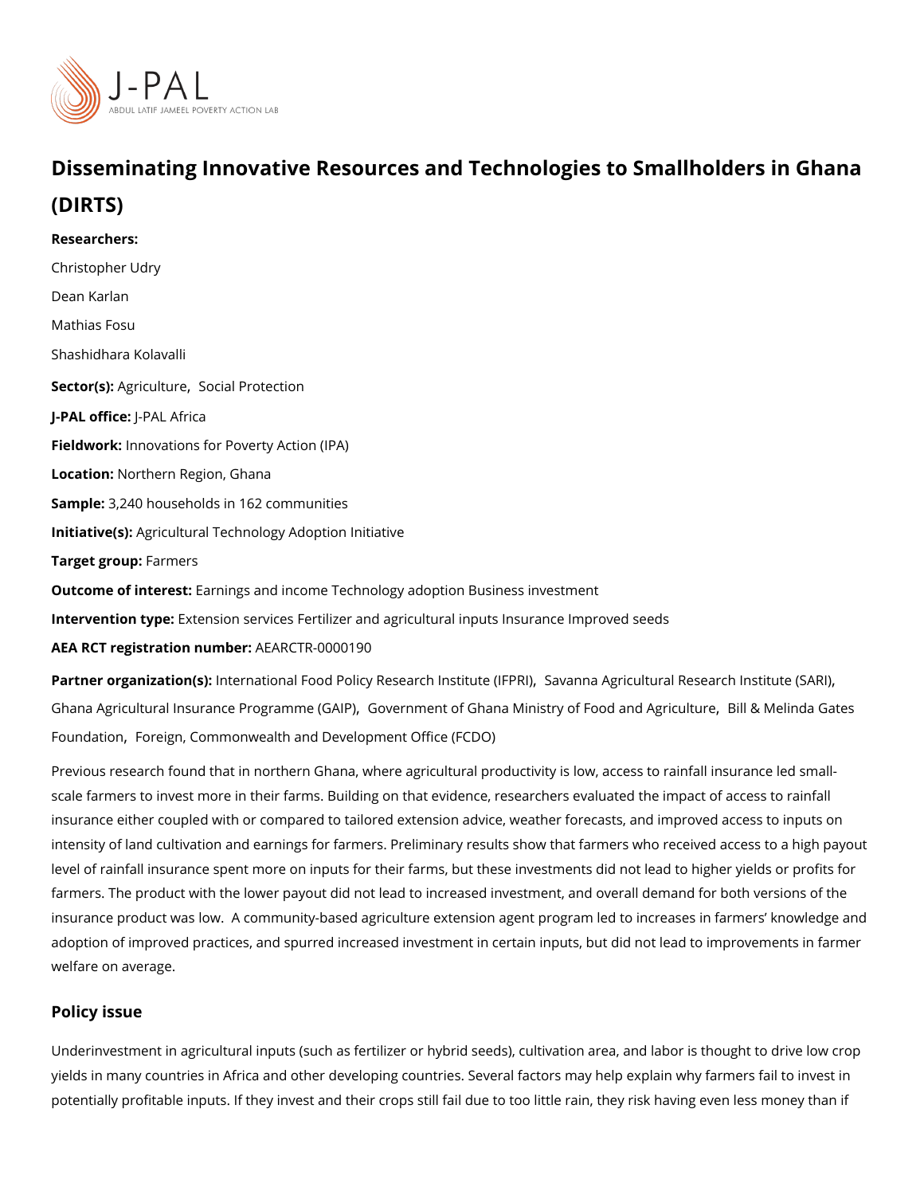# Disseminating Innovative Resources and Technologies to Smallholders in Ghana (DIRTS)

**Researchers:**

Christopher Udry

Dean Karlan

Mathias Fosu

Shashidhara Kolavalli

**Sector(s):** Agriculture, Social Protection

**J-PAL office:** J-PAL Africa

**Fieldwork:** Innovations for Poverty Action (IPA)

**Location:** Northern Region, Ghana

**Sample:** 3,240 households in 162 communities

**Initiative(s):** Agricultural Technology Adoption Initiative

**Target group:** Farmers

**Outcome of interest:** Earnings and income Technology adoption Business investment

**Intervention type:** Extension services Fertilizer and agricultural inputs Insurance Improved seeds

**AEA RCT registration number:** AEARCTR-0000190

**Partner organization(s):** International Food Policy Research Institute (IFPRI), Savanna Agricultural Research Institute (SARI), Ghana Agricultural Insurance Programme (GAIP), Government of Ghana Ministry of Food and Agriculture, Bill & Melinda Gates Foundation, Foreign, Commonwealth and Development Office (FCDO)

Previous research found that in northern Ghana, where agricultural productivity is low, access to rainfall insurance led small-scale farmers to invest more in their farms. Building on that evidence, researchers evaluated the impact of access to rainfall insurance either coupled with or compared to tailored extension advice, weather forecasts, and improved access to inputs on intensity of land cultivation and earnings for farmers. Preliminary results show that farmers who received access to a high payout level of rainfall insurance spent more on inputs for their farms, but these investments did not lead to higher yields or profits for farmers. The product with the lower payout did not lead to increased investment, and overall demand for both versions of the insurance product was low. A community-based agriculture extension agent program led to increases in farmers' knowledge and adoption of improved practices, and spurred increased investment in certain inputs, but did not lead to improvements in farmer welfare on average.

## Policy issue

Underinvestment in agricultural inputs (such as fertilizer or hybrid seeds), cultivation area, and labor is thought to drive low crop yields in many countries in Africa and other developing countries. Several factors may help explain why farmers fail to invest in potentially profitable inputs. If they invest and their crops still fail due to too little rain, they risk having even less money than if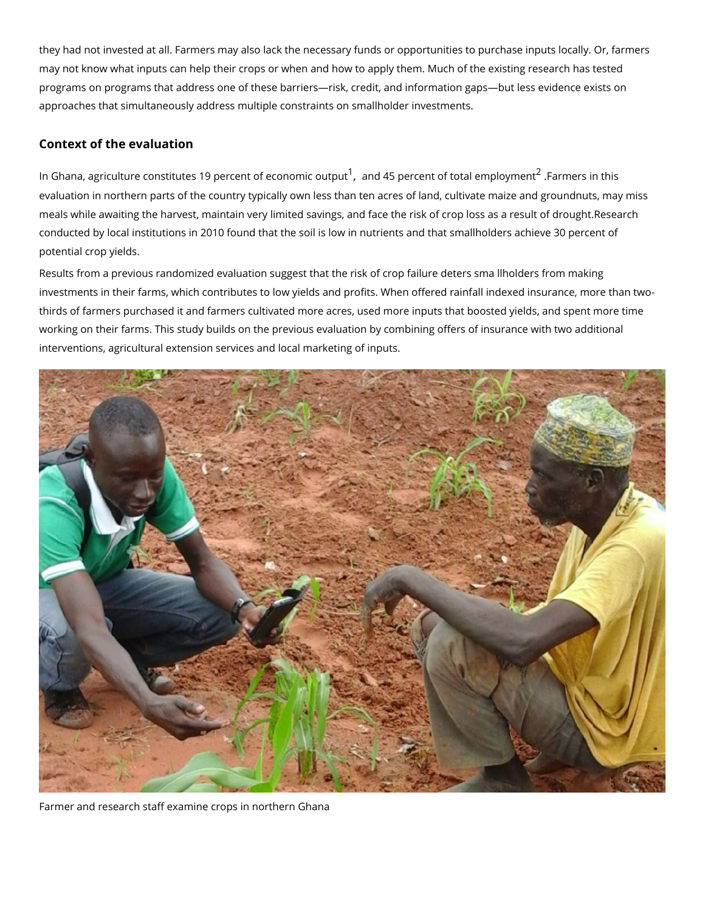they had not invested at all. Farmers may also lack the necessary funds or opportunities to purchase inputs locally. Or, farmers may not know what inputs can help their crops or when and how to apply them. Much of the existing research has tested programs on programs that address one of these barriers—risk, credit, and information gaps—but less evidence exists on approaches that simultaneously address multiple constraints on smallholder investments.

## Context of the evaluation

In Ghana, agriculture constitutes 19 percent of economic output[1], and 45 percent of total employment[2] .Farmers in this evaluation in northern parts of the country typically own less than ten acres of land, cultivate maize and groundnuts, may miss meals while awaiting the harvest, maintain very limited savings, and face the risk of crop loss as a result of drought.Research conducted by local institutions in 2010 found that the soil is low in nutrients and that smallholders achieve 30 percent of potential crop yields.

Results from a previous randomized evaluation suggest that the risk of crop failure deters sma llholders from making investments in their farms, which contributes to low yields and profits. When offered rainfall indexed insurance, more than two-thirds of farmers purchased it and farmers cultivated more acres, used more inputs that boosted yields, and spent more time working on their farms. This study builds on the previous evaluation by combining offers of insurance with two additional interventions, agricultural extension services and local marketing of inputs.

Farmer and research staff examine crops in northern Ghana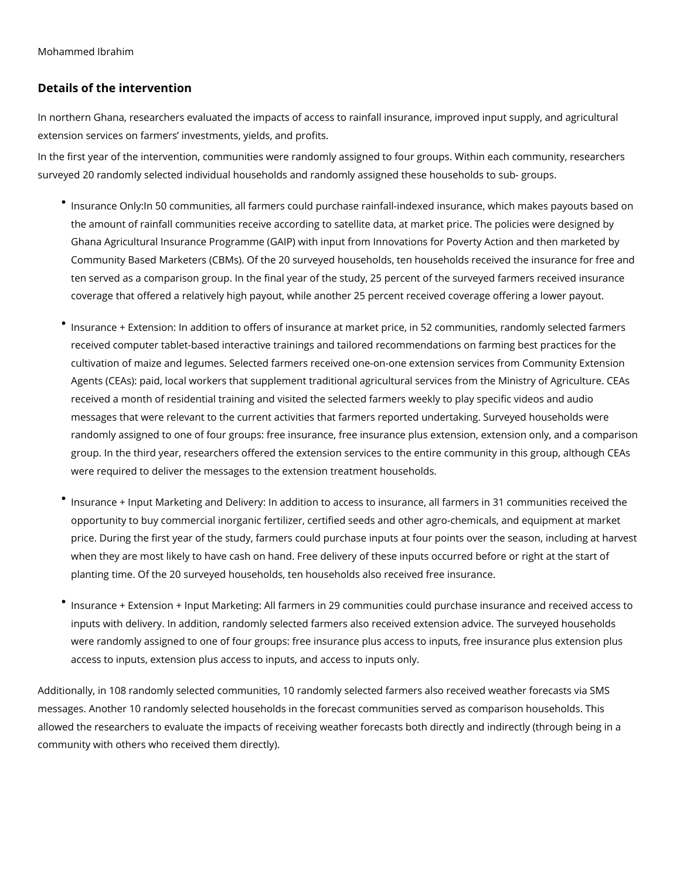Mohammed Ibrahim

## Details of the intervention

In northern Ghana, researchers evaluated the impacts of access to rainfall insurance, improved input supply, and agricultural extension services on farmers' investments, yields, and profits.

In the first year of the intervention, communities were randomly assigned to four groups. Within each community, researchers surveyed 20 randomly selected individual households and randomly assigned these households to sub- groups.

- Insurance Only:In 50 communities, all farmers could purchase rainfall-indexed insurance, which makes payouts based on the amount of rainfall communities receive according to satellite data, at market price. The policies were designed by Ghana Agricultural Insurance Programme (GAIP) with input from Innovations for Poverty Action and then marketed by Community Based Marketers (CBMs). Of the 20 surveyed households, ten households received the insurance for free and ten served as a comparison group. In the final year of the study, 25 percent of the surveyed farmers received insurance coverage that offered a relatively high payout, while another 25 percent received coverage offering a lower payout.
- Insurance + Extension: In addition to offers of insurance at market price, in 52 communities, randomly selected farmers received computer tablet-based interactive trainings and tailored recommendations on farming best practices for the cultivation of maize and legumes. Selected farmers received one-on-one extension services from Community Extension Agents (CEAs): paid, local workers that supplement traditional agricultural services from the Ministry of Agriculture. CEAs received a month of residential training and visited the selected farmers weekly to play specific videos and audio messages that were relevant to the current activities that farmers reported undertaking. Surveyed households were randomly assigned to one of four groups: free insurance, free insurance plus extension, extension only, and a comparison group. In the third year, researchers offered the extension services to the entire community in this group, although CEAs were required to deliver the messages to the extension treatment households.
- Insurance + Input Marketing and Delivery: In addition to access to insurance, all farmers in 31 communities received the opportunity to buy commercial inorganic fertilizer, certified seeds and other agro-chemicals, and equipment at market price. During the first year of the study, farmers could purchase inputs at four points over the season, including at harvest when they are most likely to have cash on hand. Free delivery of these inputs occurred before or right at the start of planting time. Of the 20 surveyed households, ten households also received free insurance.
- Insurance + Extension + Input Marketing: All farmers in 29 communities could purchase insurance and received access to inputs with delivery. In addition, randomly selected farmers also received extension advice. The surveyed households were randomly assigned to one of four groups: free insurance plus access to inputs, free insurance plus extension plus access to inputs, extension plus access to inputs, and access to inputs only.

Additionally, in 108 randomly selected communities, 10 randomly selected farmers also received weather forecasts via SMS messages. Another 10 randomly selected households in the forecast communities served as comparison households. This allowed the researchers to evaluate the impacts of receiving weather forecasts both directly and indirectly (through being in a community with others who received them directly).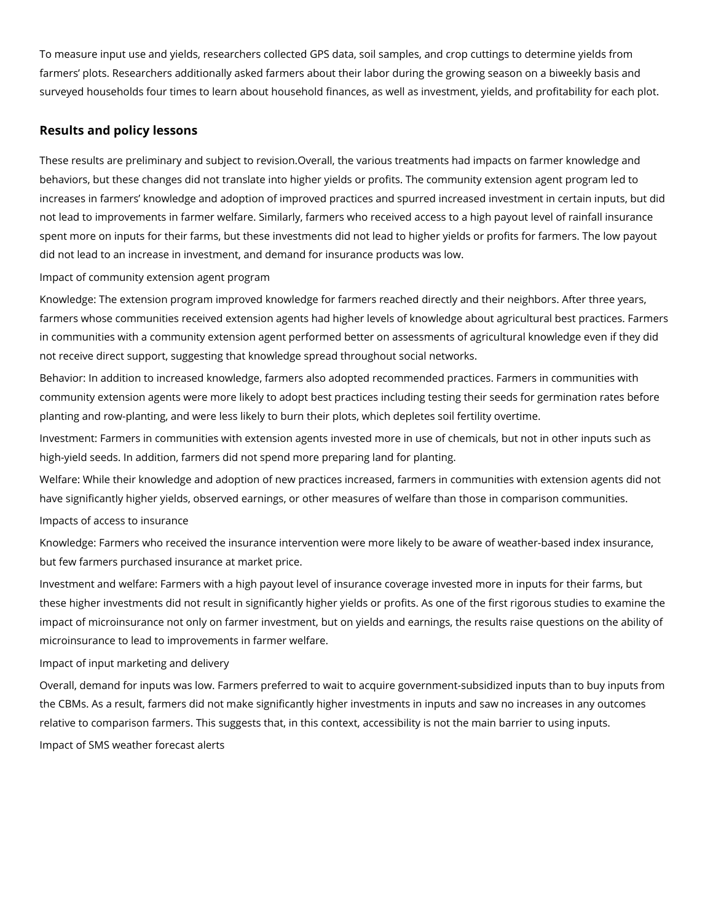To measure input use and yields, researchers collected GPS data, soil samples, and crop cuttings to determine yields from farmers' plots. Researchers additionally asked farmers about their labor during the growing season on a biweekly basis and surveyed households four times to learn about household finances, as well as investment, yields, and profitability for each plot.

## Results and policy lessons

These results are preliminary and subject to revision.Overall, the various treatments had impacts on farmer knowledge and behaviors, but these changes did not translate into higher yields or profits. The community extension agent program led to increases in farmers' knowledge and adoption of improved practices and spurred increased investment in certain inputs, but did not lead to improvements in farmer welfare. Similarly, farmers who received access to a high payout level of rainfall insurance spent more on inputs for their farms, but these investments did not lead to higher yields or profits for farmers. The low payout did not lead to an increase in investment, and demand for insurance products was low.

Impact of community extension agent program

Knowledge: The extension program improved knowledge for farmers reached directly and their neighbors. After three years, farmers whose communities received extension agents had higher levels of knowledge about agricultural best practices. Farmers in communities with a community extension agent performed better on assessments of agricultural knowledge even if they did not receive direct support, suggesting that knowledge spread throughout social networks.

Behavior: In addition to increased knowledge, farmers also adopted recommended practices. Farmers in communities with community extension agents were more likely to adopt best practices including testing their seeds for germination rates before planting and row-planting, and were less likely to burn their plots, which depletes soil fertility overtime.

Investment: Farmers in communities with extension agents invested more in use of chemicals, but not in other inputs such as high-yield seeds. In addition, farmers did not spend more preparing land for planting.

Welfare: While their knowledge and adoption of new practices increased, farmers in communities with extension agents did not have significantly higher yields, observed earnings, or other measures of welfare than those in comparison communities.

Impacts of access to insurance

Knowledge: Farmers who received the insurance intervention were more likely to be aware of weather-based index insurance, but few farmers purchased insurance at market price.

Investment and welfare: Farmers with a high payout level of insurance coverage invested more in inputs for their farms, but these higher investments did not result in significantly higher yields or profits. As one of the first rigorous studies to examine the impact of microinsurance not only on farmer investment, but on yields and earnings, the results raise questions on the ability of microinsurance to lead to improvements in farmer welfare.

Impact of input marketing and delivery

Overall, demand for inputs was low. Farmers preferred to wait to acquire government-subsidized inputs than to buy inputs from the CBMs. As a result, farmers did not make significantly higher investments in inputs and saw no increases in any outcomes relative to comparison farmers. This suggests that, in this context, accessibility is not the main barrier to using inputs.

Impact of SMS weather forecast alerts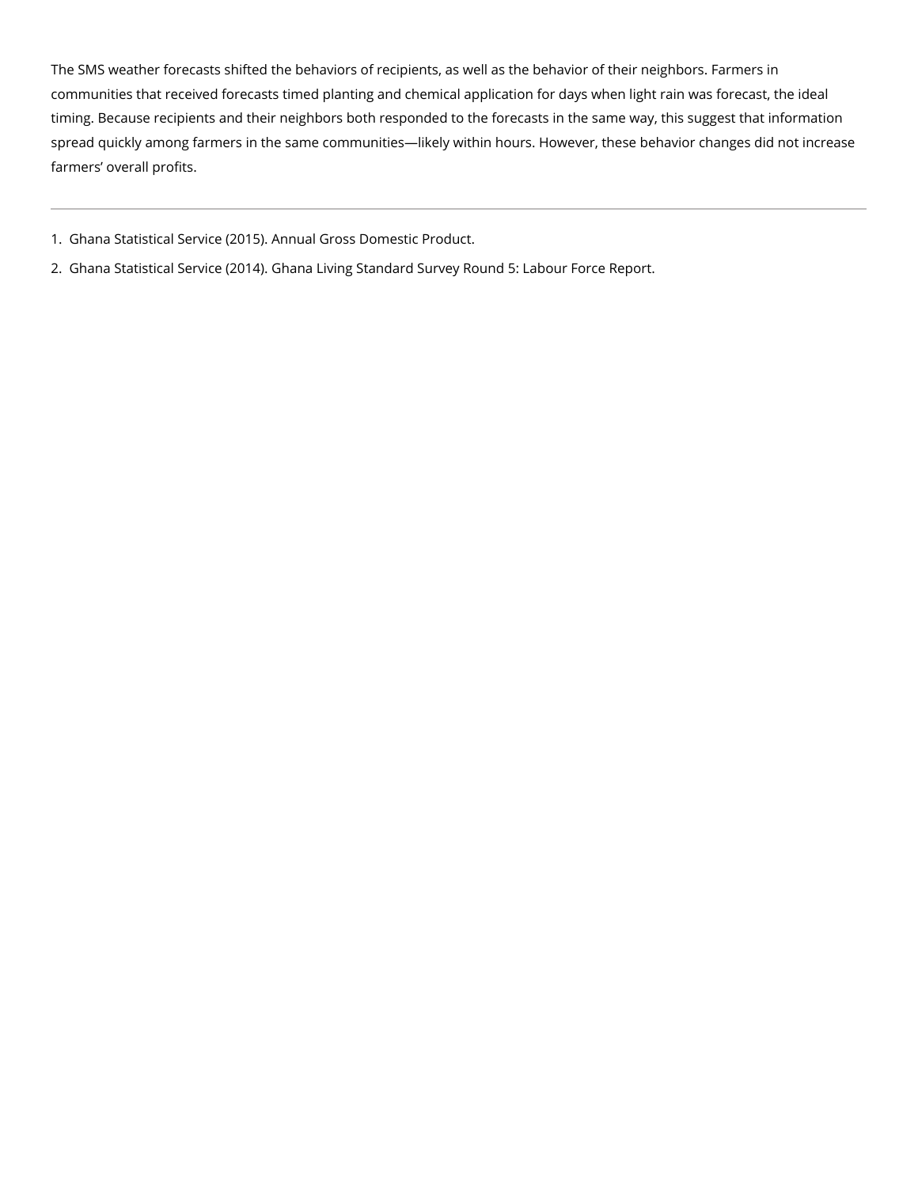The SMS weather forecasts shifted the behaviors of recipients, as well as the behavior of their neighbors. Farmers in communities that received forecasts timed planting and chemical application for days when light rain was forecast, the ideal timing. Because recipients and their neighbors both responded to the forecasts in the same way, this suggest that information spread quickly among farmers in the same communities—likely within hours. However, these behavior changes did not increase farmers' overall profits.

---

1. Ghana Statistical Service (2015). Annual Gross Domestic Product.
2. Ghana Statistical Service (2014). Ghana Living Standard Survey Round 5: Labour Force Report.